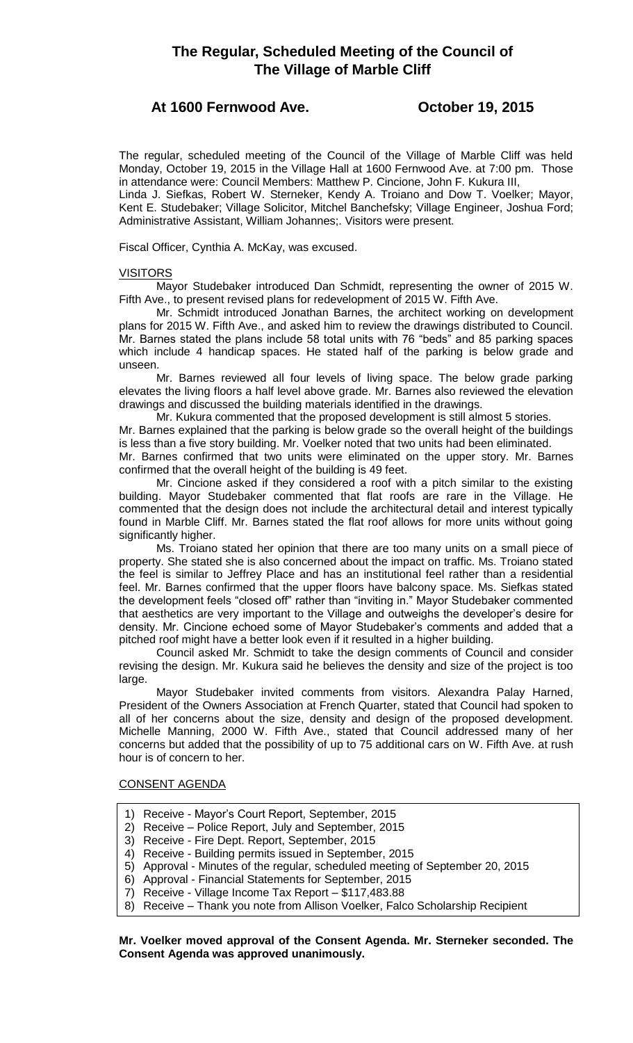# The Regular, Scheduled Meeting of the Council of The Village of Marble Cliff

## At 1600 Fernwood Ave. October 19, 2015

The regular, scheduled meeting of the Council of the Village of Marble Cliff was held Monday, October 19, 2015 in the Village Hall at 1600 Fernwood Ave. at 7:00 pm. Those in attendance were: Council Members: Matthew P. Cincione, John F. Kukura III, Linda J. Siefkas, Robert W. Sterneker, Kendy A. Troiano and Dow T. Voelker; Mayor, Kent E. Studebaker; Village Solicitor, Mitchel Banchefsky; Village Engineer, Joshua Ford; Administrative Assistant, William Johannes;. Visitors were present.

Fiscal Officer, Cynthia A. McKay, was excused.

### VISITORS

Mayor Studebaker introduced Dan Schmidt, representing the owner of 2015 W. Fifth Ave., to present revised plans for redevelopment of 2015 W. Fifth Ave.

Mr. Schmidt introduced Jonathan Barnes, the architect working on development plans for 2015 W. Fifth Ave., and asked him to review the drawings distributed to Council. Mr. Barnes stated the plans include 58 total units with 76 "beds" and 85 parking spaces which include 4 handicap spaces. He stated half of the parking is below grade and unseen.

Mr. Barnes reviewed all four levels of living space. The below grade parking elevates the living floors a half level above grade. Mr. Barnes also reviewed the elevation drawings and discussed the building materials identified in the drawings.

Mr. Kukura commented that the proposed development is still almost 5 stories. Mr. Barnes explained that the parking is below grade so the overall height of the buildings is less than a five story building. Mr. Voelker noted that two units had been eliminated. Mr. Barnes confirmed that two units were eliminated on the upper story. Mr. Barnes confirmed that the overall height of the building is 49 feet.

Mr. Cincione asked if they considered a roof with a pitch similar to the existing building. Mayor Studebaker commented that flat roofs are rare in the Village. He commented that the design does not include the architectural detail and interest typically found in Marble Cliff. Mr. Barnes stated the flat roof allows for more units without going significantly higher.

Ms. Troiano stated her opinion that there are too many units on a small piece of property. She stated she is also concerned about the impact on traffic. Ms. Troiano stated the feel is similar to Jeffrey Place and has an institutional feel rather than a residential feel. Mr. Barnes confirmed that the upper floors have balcony space. Ms. Siefkas stated the development feels "closed off" rather than "inviting in." Mayor Studebaker commented that aesthetics are very important to the Village and outweighs the developer's desire for density. Mr. Cincione echoed some of Mayor Studebaker's comments and added that a pitched roof might have a better look even if it resulted in a higher building.

Council asked Mr. Schmidt to take the design comments of Council and consider revising the design. Mr. Kukura said he believes the density and size of the project is too large.

Mayor Studebaker invited comments from visitors. Alexandra Palay Harned, President of the Owners Association at French Quarter, stated that Council had spoken to all of her concerns about the size, density and design of the proposed development. Michelle Manning, 2000 W. Fifth Ave., stated that Council addressed many of her concerns but added that the possibility of up to 75 additional cars on W. Fifth Ave. at rush hour is of concern to her.

### CONSENT AGENDA

1) Receive - Mayor's Court Report, September, 2015
2) Receive – Police Report, July and September, 2015
3) Receive - Fire Dept. Report, September, 2015
4) Receive - Building permits issued in September, 2015
5) Approval - Minutes of the regular, scheduled meeting of September 20, 2015
6) Approval - Financial Statements for September, 2015
7) Receive - Village Income Tax Report – $117,483.88
8) Receive – Thank you note from Allison Voelker, Falco Scholarship Recipient

**Mr. Voelker moved approval of the Consent Agenda. Mr. Sterneker seconded. The Consent Agenda was approved unanimously.**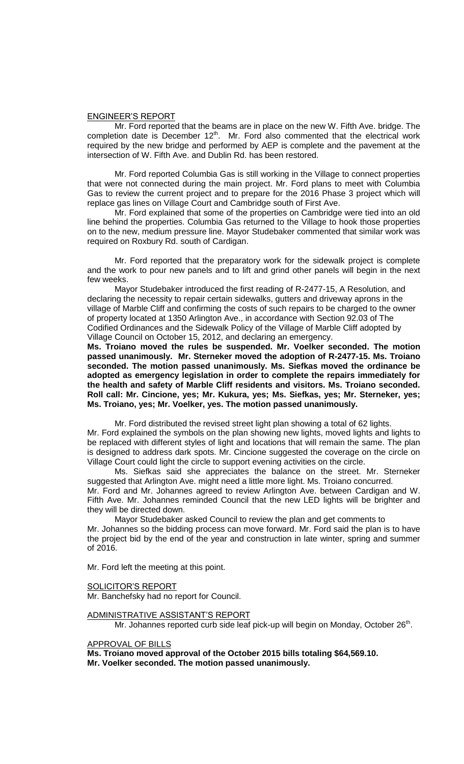ENGINEER'S REPORT

Mr. Ford reported that the beams are in place on the new W. Fifth Ave. bridge. The completion date is December 12th. Mr. Ford also commented that the electrical work required by the new bridge and performed by AEP is complete and the pavement at the intersection of W. Fifth Ave. and Dublin Rd. has been restored.

Mr. Ford reported Columbia Gas is still working in the Village to connect properties that were not connected during the main project. Mr. Ford plans to meet with Columbia Gas to review the current project and to prepare for the 2016 Phase 3 project which will replace gas lines on Village Court and Cambridge south of First Ave.

Mr. Ford explained that some of the properties on Cambridge were tied into an old line behind the properties. Columbia Gas returned to the Village to hook those properties on to the new, medium pressure line. Mayor Studebaker commented that similar work was required on Roxbury Rd. south of Cardigan.

Mr. Ford reported that the preparatory work for the sidewalk project is complete and the work to pour new panels and to lift and grind other panels will begin in the next few weeks.

Mayor Studebaker introduced the first reading of R-2477-15, A Resolution, and declaring the necessity to repair certain sidewalks, gutters and driveway aprons in the village of Marble Cliff and confirming the costs of such repairs to be charged to the owner of property located at 1350 Arlington Ave., in accordance with Section 92.03 of The Codified Ordinances and the Sidewalk Policy of the Village of Marble Cliff adopted by Village Council on October 15, 2012, and declaring an emergency.

**Ms. Troiano moved the rules be suspended. Mr. Voelker seconded. The motion passed unanimously. Mr. Sterneker moved the adoption of R-2477-15. Ms. Troiano seconded. The motion passed unanimously. Ms. Siefkas moved the ordinance be adopted as emergency legislation in order to complete the repairs immediately for the health and safety of Marble Cliff residents and visitors. Ms. Troiano seconded. Roll call: Mr. Cincione, yes; Mr. Kukura, yes; Ms. Siefkas, yes; Mr. Sterneker, yes; Ms. Troiano, yes; Mr. Voelker, yes. The motion passed unanimously.**

Mr. Ford distributed the revised street light plan showing a total of 62 lights. Mr. Ford explained the symbols on the plan showing new lights, moved lights and lights to be replaced with different styles of light and locations that will remain the same. The plan is designed to address dark spots. Mr. Cincione suggested the coverage on the circle on Village Court could light the circle to support evening activities on the circle.

Ms. Siefkas said she appreciates the balance on the street. Mr. Sterneker suggested that Arlington Ave. might need a little more light. Ms. Troiano concurred. Mr. Ford and Mr. Johannes agreed to review Arlington Ave. between Cardigan and W. Fifth Ave. Mr. Johannes reminded Council that the new LED lights will be brighter and they will be directed down.

Mayor Studebaker asked Council to review the plan and get comments to Mr. Johannes so the bidding process can move forward. Mr. Ford said the plan is to have the project bid by the end of the year and construction in late winter, spring and summer of 2016.

Mr. Ford left the meeting at this point.

SOLICITOR'S REPORT

Mr. Banchefsky had no report for Council.

ADMINISTRATIVE ASSISTANT'S REPORT

Mr. Johannes reported curb side leaf pick-up will begin on Monday, October 26th.

APPROVAL OF BILLS

**Ms. Troiano moved approval of the October 2015 bills totaling $64,569.10. Mr. Voelker seconded. The motion passed unanimously.**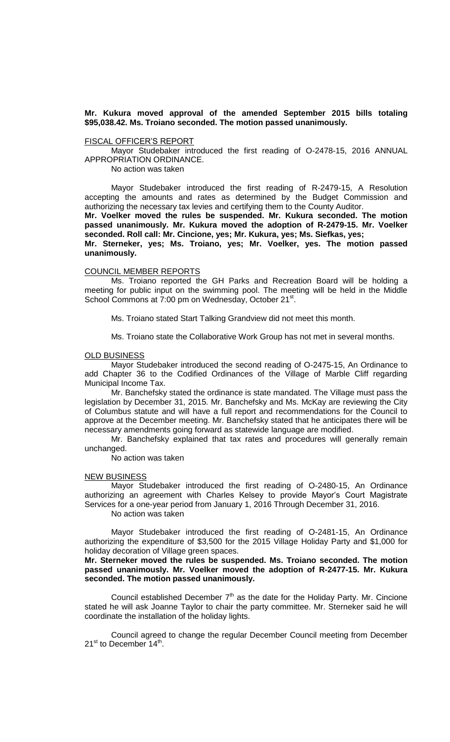**Mr. Kukura moved approval of the amended September 2015 bills totaling $95,038.42. Ms. Troiano seconded. The motion passed unanimously.**

FISCAL OFFICER'S REPORT

Mayor Studebaker introduced the first reading of O-2478-15, 2016 ANNUAL APPROPRIATION ORDINANCE.

No action was taken

Mayor Studebaker introduced the first reading of R-2479-15, A Resolution accepting the amounts and rates as determined by the Budget Commission and authorizing the necessary tax levies and certifying them to the County Auditor.

**Mr. Voelker moved the rules be suspended. Mr. Kukura seconded. The motion passed unanimously. Mr. Kukura moved the adoption of R-2479-15. Mr. Voelker seconded. Roll call: Mr. Cincione, yes; Mr. Kukura, yes; Ms. Siefkas, yes; Mr. Sterneker, yes; Ms. Troiano, yes; Mr. Voelker, yes. The motion passed unanimously.**

COUNCIL MEMBER REPORTS

Ms. Troiano reported the GH Parks and Recreation Board will be holding a meeting for public input on the swimming pool. The meeting will be held in the Middle School Commons at 7:00 pm on Wednesday, October 21st.

Ms. Troiano stated Start Talking Grandview did not meet this month.

Ms. Troiano state the Collaborative Work Group has not met in several months.

OLD BUSINESS

Mayor Studebaker introduced the second reading of O-2475-15, An Ordinance to add Chapter 36 to the Codified Ordinances of the Village of Marble Cliff regarding Municipal Income Tax.

Mr. Banchefsky stated the ordinance is state mandated. The Village must pass the legislation by December 31, 2015. Mr. Banchefsky and Ms. McKay are reviewing the City of Columbus statute and will have a full report and recommendations for the Council to approve at the December meeting. Mr. Banchefsky stated that he anticipates there will be necessary amendments going forward as statewide language are modified.

Mr. Banchefsky explained that tax rates and procedures will generally remain unchanged.

No action was taken

NEW BUSINESS

Mayor Studebaker introduced the first reading of O-2480-15, An Ordinance authorizing an agreement with Charles Kelsey to provide Mayor's Court Magistrate Services for a one-year period from January 1, 2016 Through December 31, 2016.

No action was taken

Mayor Studebaker introduced the first reading of O-2481-15, An Ordinance authorizing the expenditure of $3,500 for the 2015 Village Holiday Party and $1,000 for holiday decoration of Village green spaces.

**Mr. Sterneker moved the rules be suspended. Ms. Troiano seconded. The motion passed unanimously. Mr. Voelker moved the adoption of R-2477-15. Mr. Kukura seconded. The motion passed unanimously.**

Council established December 7th as the date for the Holiday Party. Mr. Cincione stated he will ask Joanne Taylor to chair the party committee. Mr. Sterneker said he will coordinate the installation of the holiday lights.

Council agreed to change the regular December Council meeting from December 21st to December 14th.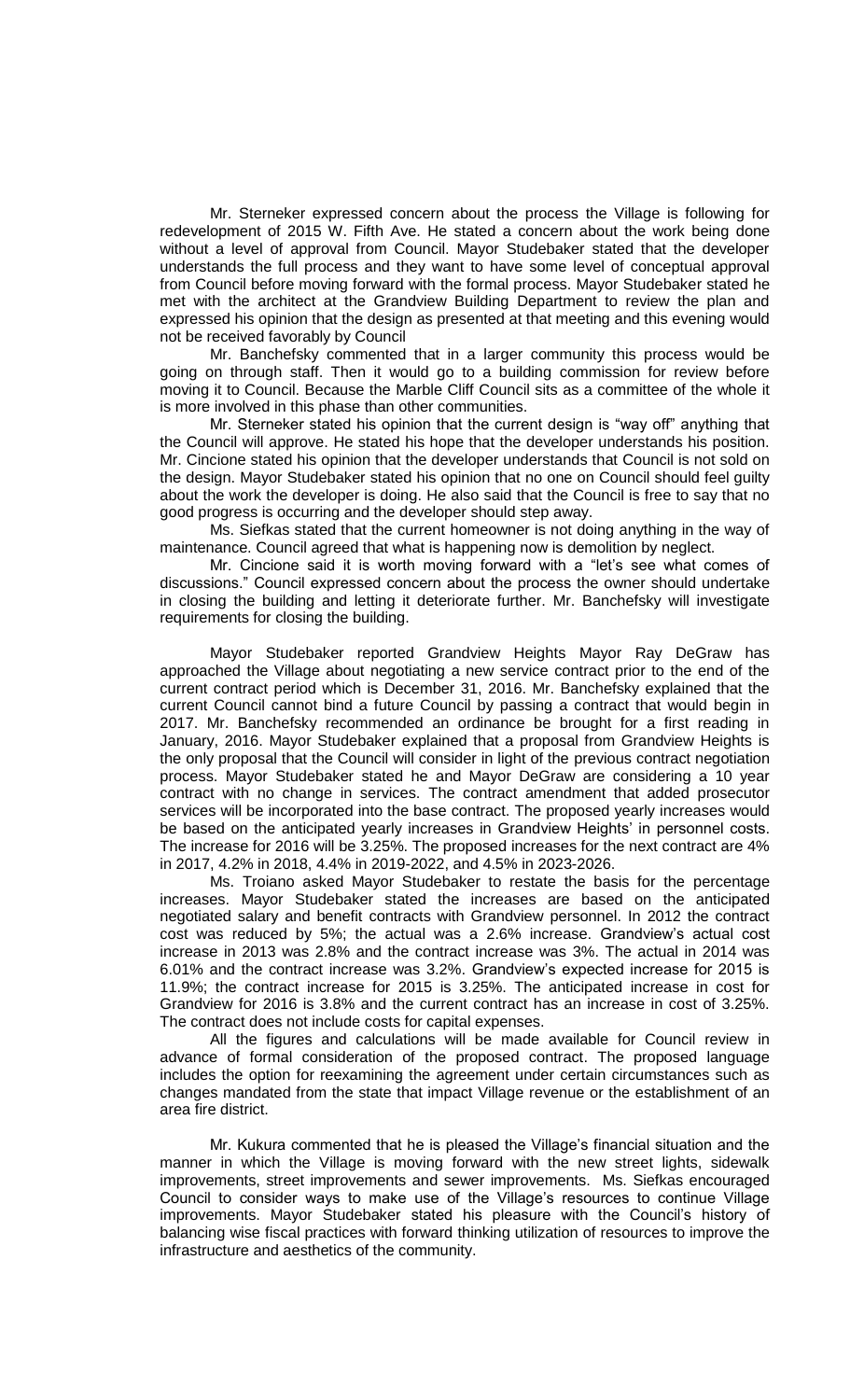Mr. Sterneker expressed concern about the process the Village is following for redevelopment of 2015 W. Fifth Ave. He stated a concern about the work being done without a level of approval from Council. Mayor Studebaker stated that the developer understands the full process and they want to have some level of conceptual approval from Council before moving forward with the formal process. Mayor Studebaker stated he met with the architect at the Grandview Building Department to review the plan and expressed his opinion that the design as presented at that meeting and this evening would not be received favorably by Council

Mr. Banchefsky commented that in a larger community this process would be going on through staff. Then it would go to a building commission for review before moving it to Council. Because the Marble Cliff Council sits as a committee of the whole it is more involved in this phase than other communities.

Mr. Sterneker stated his opinion that the current design is "way off" anything that the Council will approve. He stated his hope that the developer understands his position. Mr. Cincione stated his opinion that the developer understands that Council is not sold on the design. Mayor Studebaker stated his opinion that no one on Council should feel guilty about the work the developer is doing. He also said that the Council is free to say that no good progress is occurring and the developer should step away.

Ms. Siefkas stated that the current homeowner is not doing anything in the way of maintenance. Council agreed that what is happening now is demolition by neglect.

Mr. Cincione said it is worth moving forward with a "let's see what comes of discussions." Council expressed concern about the process the owner should undertake in closing the building and letting it deteriorate further. Mr. Banchefsky will investigate requirements for closing the building.

Mayor Studebaker reported Grandview Heights Mayor Ray DeGraw has approached the Village about negotiating a new service contract prior to the end of the current contract period which is December 31, 2016. Mr. Banchefsky explained that the current Council cannot bind a future Council by passing a contract that would begin in 2017. Mr. Banchefsky recommended an ordinance be brought for a first reading in January, 2016. Mayor Studebaker explained that a proposal from Grandview Heights is the only proposal that the Council will consider in light of the previous contract negotiation process. Mayor Studebaker stated he and Mayor DeGraw are considering a 10 year contract with no change in services. The contract amendment that added prosecutor services will be incorporated into the base contract. The proposed yearly increases would be based on the anticipated yearly increases in Grandview Heights' in personnel costs. The increase for 2016 will be 3.25%. The proposed increases for the next contract are 4% in 2017, 4.2% in 2018, 4.4% in 2019-2022, and 4.5% in 2023-2026.

Ms. Troiano asked Mayor Studebaker to restate the basis for the percentage increases. Mayor Studebaker stated the increases are based on the anticipated negotiated salary and benefit contracts with Grandview personnel. In 2012 the contract cost was reduced by 5%; the actual was a 2.6% increase. Grandview's actual cost increase in 2013 was 2.8% and the contract increase was 3%. The actual in 2014 was 6.01% and the contract increase was 3.2%. Grandview's expected increase for 2015 is 11.9%; the contract increase for 2015 is 3.25%. The anticipated increase in cost for Grandview for 2016 is 3.8% and the current contract has an increase in cost of 3.25%. The contract does not include costs for capital expenses.

All the figures and calculations will be made available for Council review in advance of formal consideration of the proposed contract. The proposed language includes the option for reexamining the agreement under certain circumstances such as changes mandated from the state that impact Village revenue or the establishment of an area fire district.

Mr. Kukura commented that he is pleased the Village's financial situation and the manner in which the Village is moving forward with the new street lights, sidewalk improvements, street improvements and sewer improvements. Ms. Siefkas encouraged Council to consider ways to make use of the Village's resources to continue Village improvements. Mayor Studebaker stated his pleasure with the Council's history of balancing wise fiscal practices with forward thinking utilization of resources to improve the infrastructure and aesthetics of the community.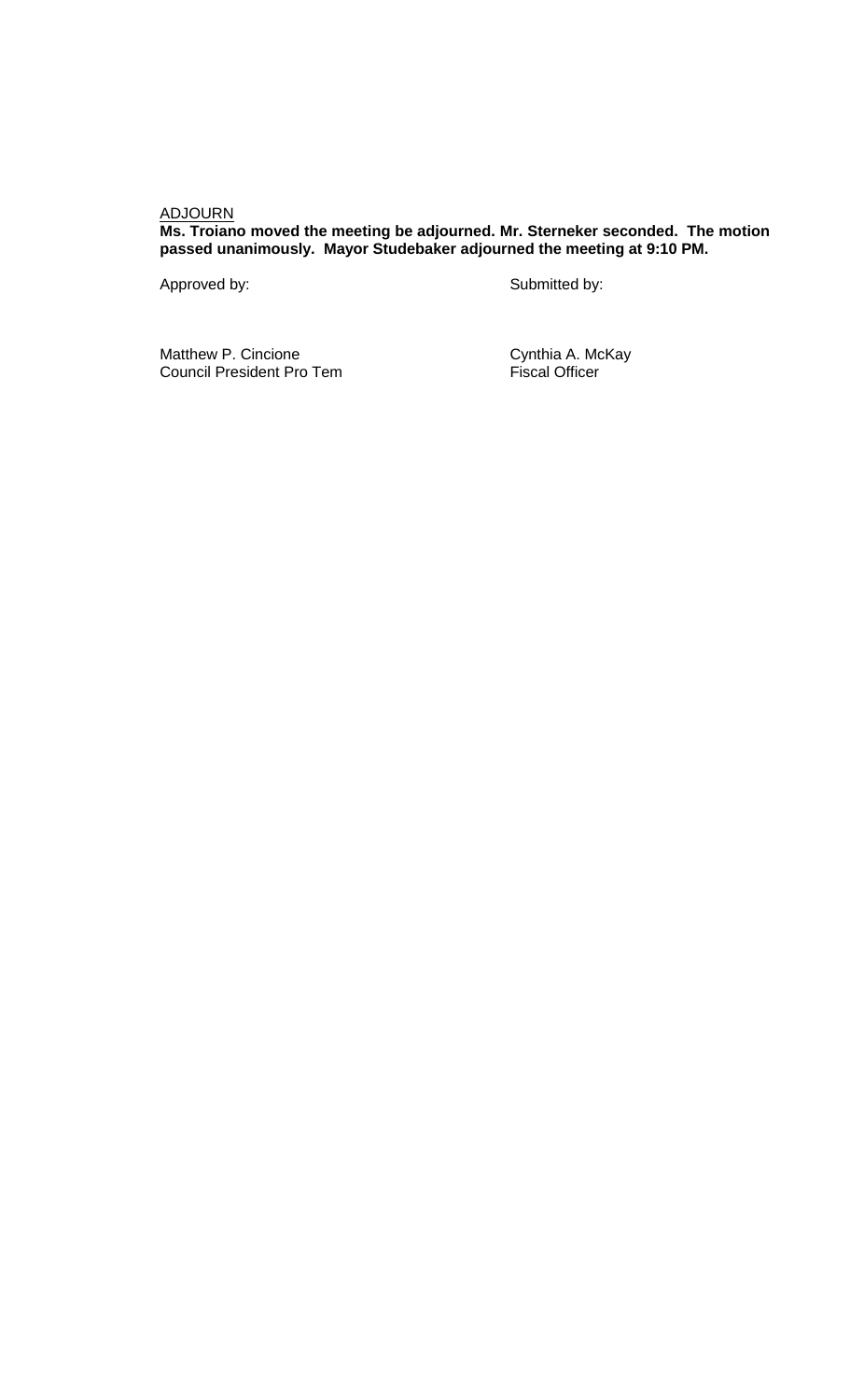ADJOURN

**Ms. Troiano moved the meeting be adjourned. Mr. Sterneker seconded. The motion passed unanimously. Mayor Studebaker adjourned the meeting at 9:10 PM.**

| Approved by: | Submitted by: |
|---|---|
| Matthew P. Cincione | Cynthia A. McKay |
| Council President Pro Tem | Fiscal Officer |